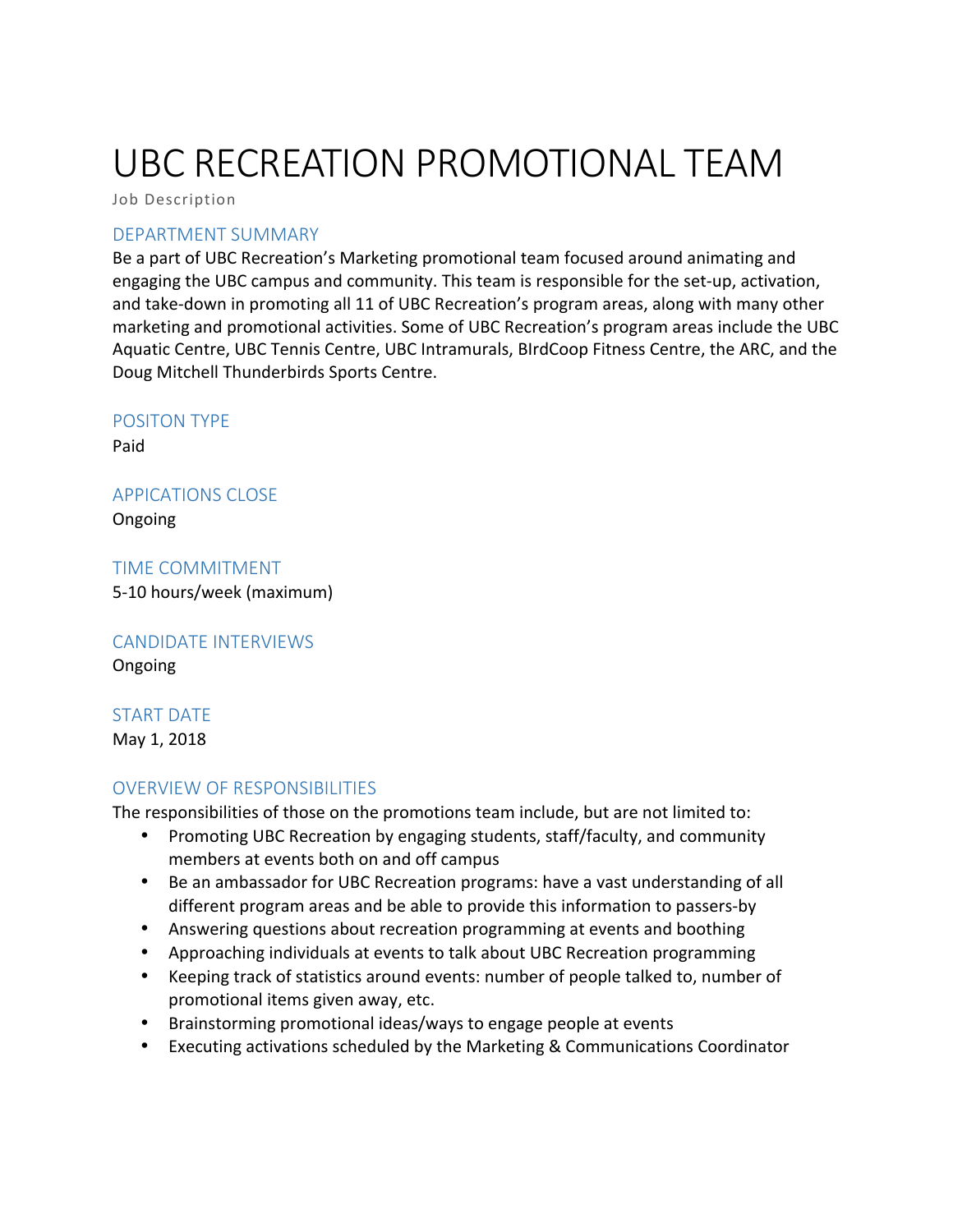# UBC RECREATION PROMOTIONAL TEAM

Job Description

## DEPARTMENT SUMMARY

Be a part of UBC Recreation's Marketing promotional team focused around animating and engaging the UBC campus and community. This team is responsible for the set-up, activation, and take-down in promoting all 11 of UBC Recreation's program areas, along with many other marketing and promotional activities. Some of UBC Recreation's program areas include the UBC Aquatic Centre, UBC Tennis Centre, UBC Intramurals, BIrdCoop Fitness Centre, the ARC, and the Doug Mitchell Thunderbirds Sports Centre.

## POSITON TYPE

Paid

## APPICATIONS CLOSE

Ongoing

## TIME COMMITMENT

5-10 hours/week (maximum)

## CANDIDATE INTERVIEWS

Ongoing

## START DATE

May 1, 2018

## OVERVIEW OF RESPONSIBILITIES

The responsibilities of those on the promotions team include, but are not limited to:

- Promoting UBC Recreation by engaging students, staff/faculty, and community members at events both on and off campus
- Be an ambassador for UBC Recreation programs: have a vast understanding of all different program areas and be able to provide this information to passers-by
- Answering questions about recreation programming at events and boothing
- Approaching individuals at events to talk about UBC Recreation programming
- Keeping track of statistics around events: number of people talked to, number of promotional items given away, etc.
- Brainstorming promotional ideas/ways to engage people at events
- Executing activations scheduled by the Marketing & Communications Coordinator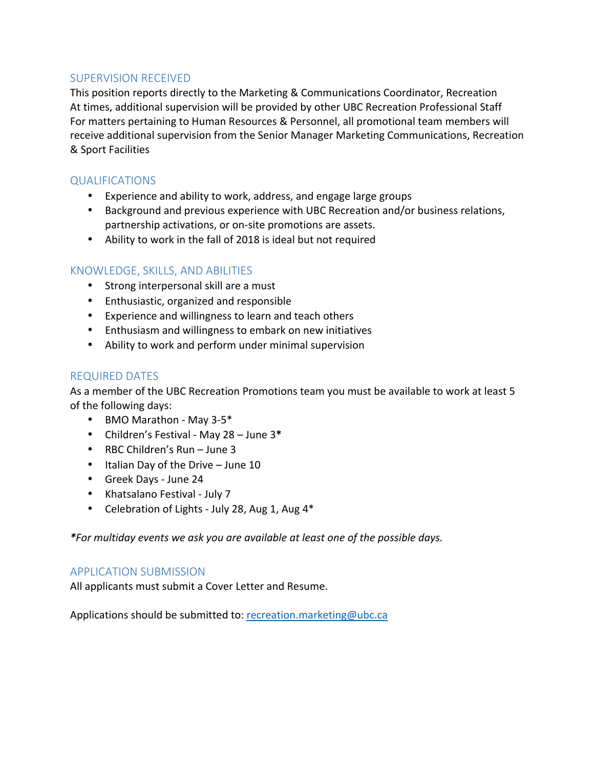## SUPERVISION RECEIVED

This position reports directly to the Marketing & Communications Coordinator, Recreation
At times, additional supervision will be provided by other UBC Recreation Professional Staff
For matters pertaining to Human Resources & Personnel, all promotional team members will receive additional supervision from the Senior Manager Marketing Communications, Recreation & Sport Facilities

## QUALIFICATIONS

- Experience and ability to work, address, and engage large groups
- Background and previous experience with UBC Recreation and/or business relations, partnership activations, or on-site promotions are assets.
- Ability to work in the fall of 2018 is ideal but not required

## KNOWLEDGE, SKILLS, AND ABILITIES

- Strong interpersonal skill are a must
- Enthusiastic, organized and responsible
- Experience and willingness to learn and teach others
- Enthusiasm and willingness to embark on new initiatives
- Ability to work and perform under minimal supervision

## REQUIRED DATES

As a member of the UBC Recreation Promotions team you must be available to work at least 5 of the following days:

- BMO Marathon - May 3-5*
- Children's Festival - May 28 – June 3**
- RBC Children's Run – June 3
- Italian Day of the Drive – June 10
- Greek Days - June 24
- Khatsalano Festival - July 7
- Celebration of Lights - July 28, Aug 1, Aug 4*

*\*For multiday events we ask you are available at least one of the possible days.*

## APPLICATION SUBMISSION

All applicants must submit a Cover Letter and Resume.

Applications should be submitted to: [recreation.marketing@ubc.ca](mailto:recreation.marketing@ubc.ca)